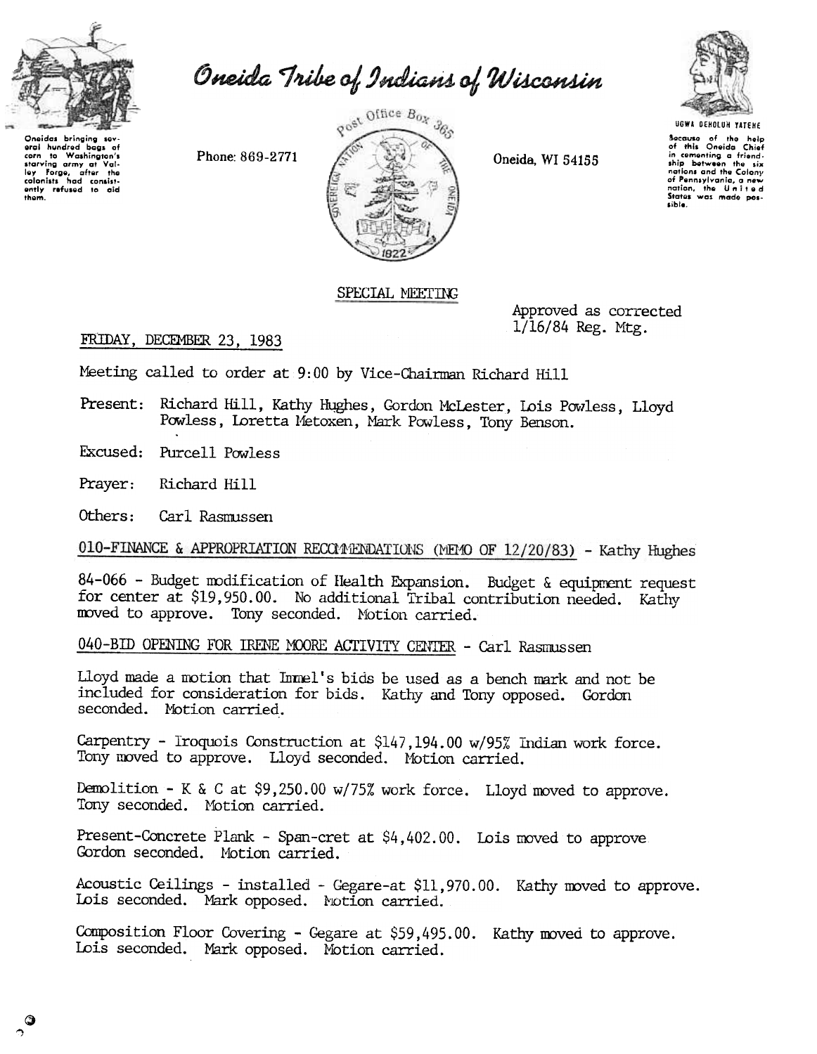# Oneida Tribe of Indians of Wisconsin

Oneidas bringing several hundred bags of corn to Washington's starving army at Valley Forge, after the colonists had consistently refused to aid them.

Phone: 869-2771

Post Office Box 365

Oneida, WI 54155

UGWA DEHOLUH YATEHE

Because of the help of this Oneida Chief in cementing a friendship between the six nations and the Colony of Pennsylvania, a new nation, the United States was made possible.

## SPECIAL MEETING

Approved as corrected
1/16/84 Reg. Mtg.

FRIDAY, DECEMBER 23, 1983

Meeting called to order at 9:00 by Vice-Chairman Richard Hill

Present: Richard Hill, Kathy Hughes, Gordon McLester, Lois Powless, Lloyd Powless, Loretta Metoxen, Mark Powless, Tony Benson.

Excused: Purcell Powless

Prayer: Richard Hill

Others: Carl Rasmussen

010-FINANCE & APPROPRIATION RECOMMENDATIONS (MEMO OF 12/20/83) - Kathy Hughes

84-066 - Budget modification of Health Expansion. Budget & equipment request for center at $19,950.00. No additional Tribal contribution needed. Kathy moved to approve. Tony seconded. Motion carried.

040-BID OPENING FOR IRENE MOORE ACTIVITY CENTER - Carl Rasmussen

Lloyd made a motion that Immel's bids be used as a bench mark and not be included for consideration for bids. Kathy and Tony opposed. Gordon seconded. Motion carried.

Carpentry - Iroquois Construction at $147,194.00 w/95% Indian work force. Tony moved to approve. Lloyd seconded. Motion carried.

Demolition - K & C at $9,250.00 w/75% work force. Lloyd moved to approve. Tony seconded. Motion carried.

Present-Concrete Plank - Span-cret at $4,402.00. Lois moved to approve Gordon seconded. Motion carried.

Acoustic Ceilings - installed - Gegare-at $11,970.00. Kathy moved to approve. Lois seconded. Mark opposed. Motion carried.

Composition Floor Covering - Gegare at $59,495.00. Kathy moved to approve. Lois seconded. Mark opposed. Motion carried.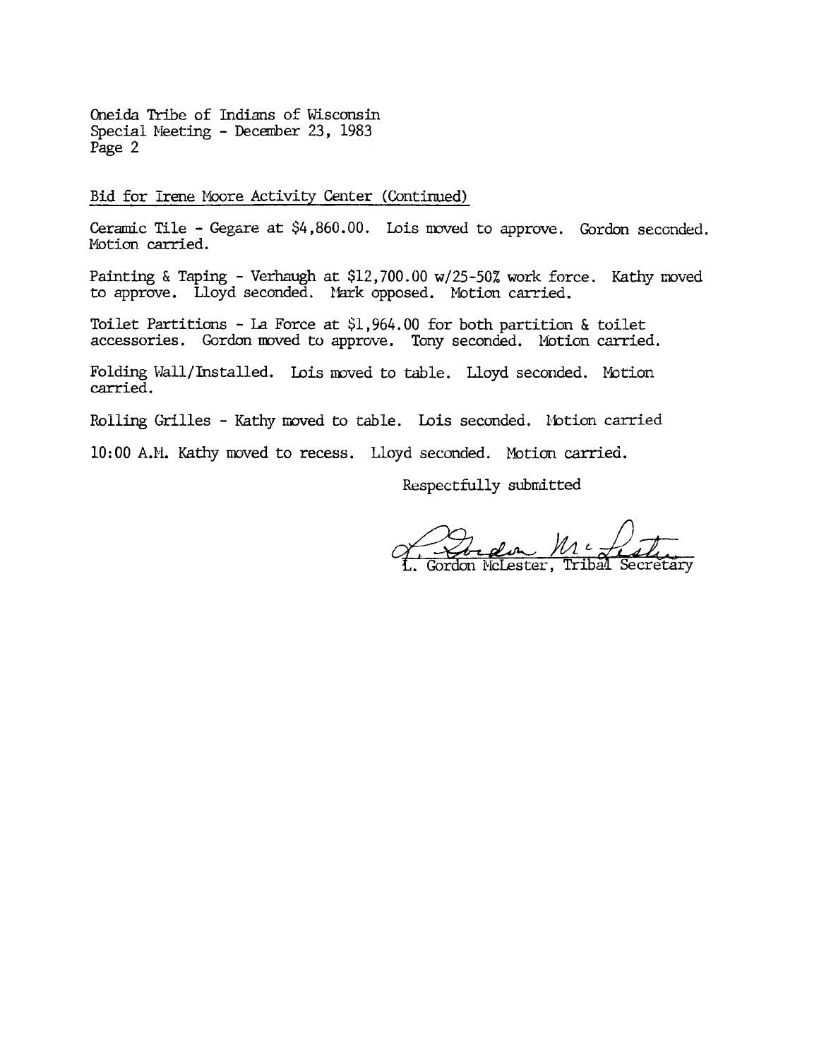Oneida Tribe of Indians of Wisconsin
Special Meeting - December 23, 1983
Page 2

Bid for Irene Moore Activity Center (Continued)

Ceramic Tile - Gegare at $4,860.00. Lois moved to approve. Gordon seconded. Motion carried.

Painting & Taping - Verhaugh at $12,700.00 w/25-50% work force. Kathy moved to approve. Lloyd seconded. Mark opposed. Motion carried.

Toilet Partitions - La Force at $1,964.00 for both partition & toilet accessories. Gordon moved to approve. Tony seconded. Motion carried.

Folding Wall/Installed. Lois moved to table. Lloyd seconded. Motion carried.

Rolling Grilles - Kathy moved to table. Lois seconded. Motion carried

10:00 A.M. Kathy moved to recess. Lloyd seconded. Motion carried.

Respectfully submitted

L. Gordon McLester, Tribal Secretary